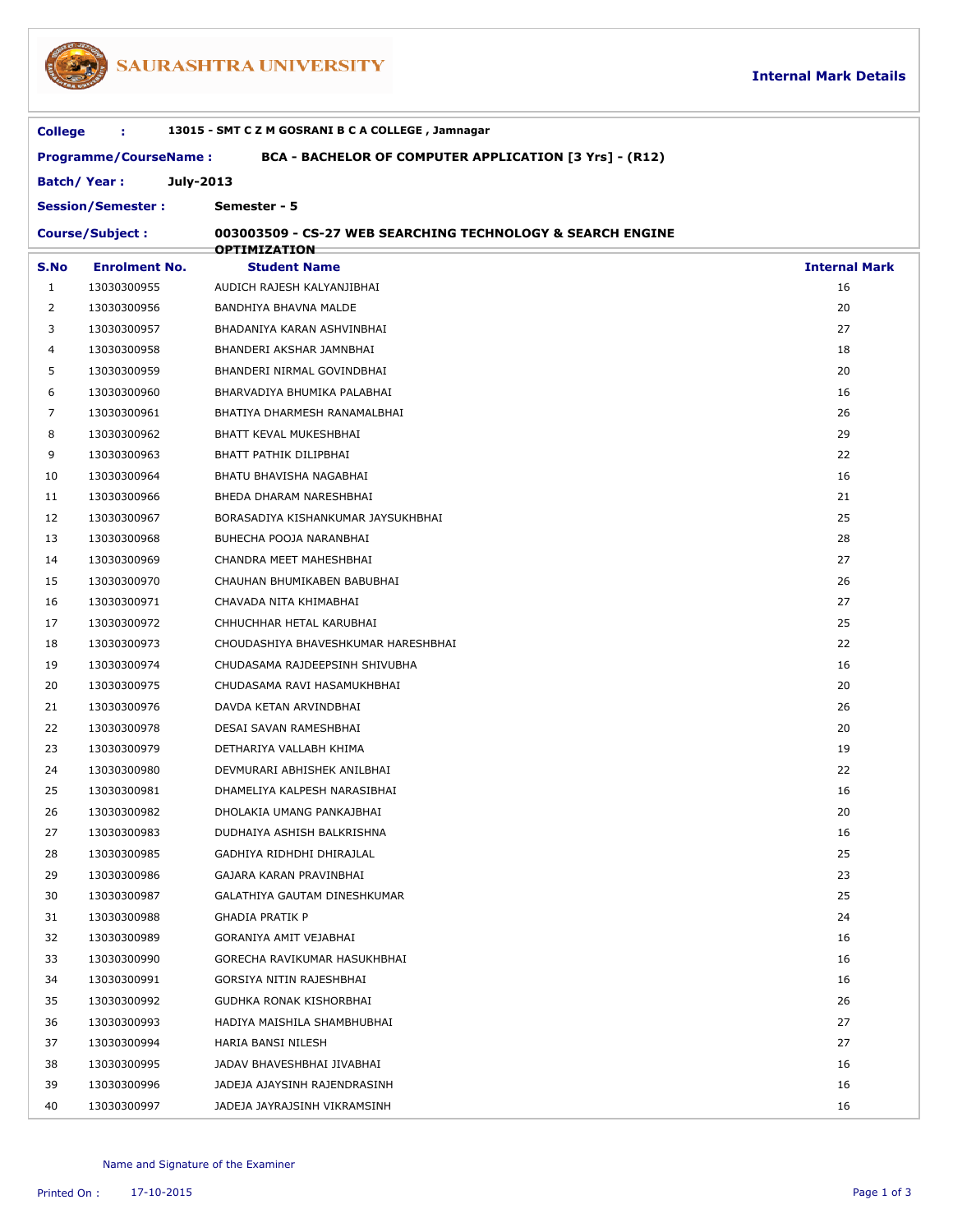# SAURASHTRA UNIVERSITY

**Internal Mark Details**

**College :** 13015 - SMT C Z M GOSRANI B C A COLLEGE , Jamnagar

**Programme/CourseName :** BCA - BACHELOR OF COMPUTER APPLICATION [3 Yrs] - (R12)

**Batch/ Year :** July-2013

**Session/Semester :** Semester - 5

**Course/Subject :** 003003509 - CS-27 WEB SEARCHING TECHNOLOGY & SEARCH ENGINE OPTIMIZATION

| S.No | Enrolment No. | Student Name | Internal Mark |
|---|---|---|---|
| 1 | 13030300955 | AUDICH RAJESH KALYANJIBHAI | 16 |
| 2 | 13030300956 | BANDHIYA BHAVNA MALDE | 20 |
| 3 | 13030300957 | BHADANIYA KARAN ASHVINBHAI | 27 |
| 4 | 13030300958 | BHANDERI AKSHAR JAMNBHAI | 18 |
| 5 | 13030300959 | BHANDERI NIRMAL GOVINDBHAI | 20 |
| 6 | 13030300960 | BHARVADIYA BHUMIKA PALABHAI | 16 |
| 7 | 13030300961 | BHATIYA DHARMESH RANAMALBHAI | 26 |
| 8 | 13030300962 | BHATT KEVAL MUKESHBHAI | 29 |
| 9 | 13030300963 | BHATT PATHIK DILIPBHAI | 22 |
| 10 | 13030300964 | BHATU BHAVISHA NAGABHAI | 16 |
| 11 | 13030300966 | BHEDA DHARAM NARESHBHAI | 21 |
| 12 | 13030300967 | BORASADIYA KISHANKUMAR JAYSUKHBHAI | 25 |
| 13 | 13030300968 | BUHECHA POOJA NARANBHAI | 28 |
| 14 | 13030300969 | CHANDRA MEET MAHESHBHAI | 27 |
| 15 | 13030300970 | CHAUHAN BHUMIKABEN BABUBHAI | 26 |
| 16 | 13030300971 | CHAVADA NITA KHIMABHAI | 27 |
| 17 | 13030300972 | CHHUCHHAR HETAL KARUBHAI | 25 |
| 18 | 13030300973 | CHOUDASHIYA BHAVESHKUMAR HARESHBHAI | 22 |
| 19 | 13030300974 | CHUDASAMA RAJDEEPSINH SHIVUBHA | 16 |
| 20 | 13030300975 | CHUDASAMA RAVI HASAMUKHBHAI | 20 |
| 21 | 13030300976 | DAVDA KETAN ARVINDBHAI | 26 |
| 22 | 13030300978 | DESAI SAVAN RAMESHBHAI | 20 |
| 23 | 13030300979 | DETHARIYA VALLABH KHIMA | 19 |
| 24 | 13030300980 | DEVMURARI ABHISHEK ANILBHAI | 22 |
| 25 | 13030300981 | DHAMELIYA KALPESH NARASIBHAI | 16 |
| 26 | 13030300982 | DHOLAKIA UMANG PANKAJBHAI | 20 |
| 27 | 13030300983 | DUDHAIYA ASHISH BALKRISHNA | 16 |
| 28 | 13030300985 | GADHIYA RIDHDHI DHIRAJLAL | 25 |
| 29 | 13030300986 | GAJARA KARAN PRAVINBHAI | 23 |
| 30 | 13030300987 | GALATHIYA GAUTAM DINESHKUMAR | 25 |
| 31 | 13030300988 | GHADIA PRATIK P | 24 |
| 32 | 13030300989 | GORANIYA AMIT VEJABHAI | 16 |
| 33 | 13030300990 | GORECHA RAVIKUMAR HASUKHBHAI | 16 |
| 34 | 13030300991 | GORSIYA NITIN RAJESHBHAI | 16 |
| 35 | 13030300992 | GUDHKA RONAK KISHORBHAI | 26 |
| 36 | 13030300993 | HADIYA MAISHILA SHAMBHUBHAI | 27 |
| 37 | 13030300994 | HARIA BANSI NILESH | 27 |
| 38 | 13030300995 | JADAV BHAVESHBHAI JIVABHAI | 16 |
| 39 | 13030300996 | JADEJA AJAYSINH RAJENDRASINH | 16 |
| 40 | 13030300997 | JADEJA JAYRAJSINH VIKRAMSINH | 16 |

Name and Signature of the Examiner

Printed On : 17-10-2015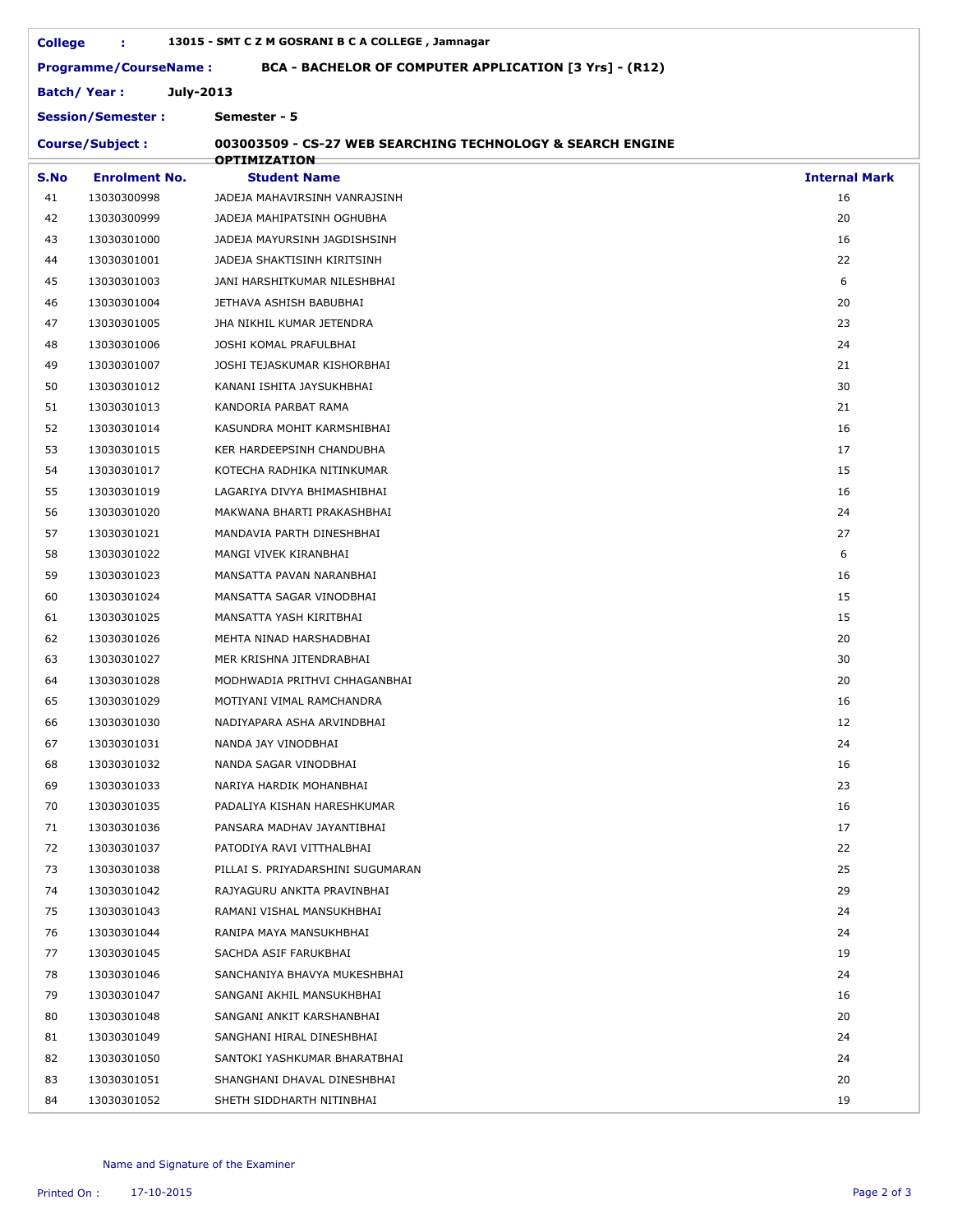**College** : **13015 - SMT C Z M GOSRANI B C A COLLEGE , Jamnagar**

**Programme/CourseName :** **BCA - BACHELOR OF COMPUTER APPLICATION [3 Yrs] - (R12)**

**Batch/ Year :** **July-2013**

**Session/Semester :** **Semester - 5**

**Course/Subject :** **003003509 - CS-27 WEB SEARCHING TECHNOLOGY & SEARCH ENGINE OPTIMIZATION**

| S.No | Enrolment No. | Student Name | Internal Mark |
|---|---|---|---|
| 41 | 13030300998 | JADEJA MAHAVIRSINH VANRAJSINH | 16 |
| 42 | 13030300999 | JADEJA MAHIPATSINH OGHUBHA | 20 |
| 43 | 13030301000 | JADEJA MAYURSINH JAGDISHSINH | 16 |
| 44 | 13030301001 | JADEJA SHAKTISINH KIRITSINH | 22 |
| 45 | 13030301003 | JANI HARSHITKUMAR NILESHBHAI | 6 |
| 46 | 13030301004 | JETHAVA ASHISH BABUBHAI | 20 |
| 47 | 13030301005 | JHA NIKHIL KUMAR JETENDRA | 23 |
| 48 | 13030301006 | JOSHI KOMAL PRAFULBHAI | 24 |
| 49 | 13030301007 | JOSHI TEJASKUMAR KISHORBHAI | 21 |
| 50 | 13030301012 | KANANI ISHITA JAYSUKHBHAI | 30 |
| 51 | 13030301013 | KANDORIA PARBAT RAMA | 21 |
| 52 | 13030301014 | KASUNDRA MOHIT KARMSHIBHAI | 16 |
| 53 | 13030301015 | KER HARDEEPSINH CHANDUBHA | 17 |
| 54 | 13030301017 | KOTECHA RADHIKA NITINKUMAR | 15 |
| 55 | 13030301019 | LAGARIYA DIVYA BHIMASHIBHAI | 16 |
| 56 | 13030301020 | MAKWANA BHARTI PRAKASHBHAI | 24 |
| 57 | 13030301021 | MANDAVIA PARTH DINESHBHAI | 27 |
| 58 | 13030301022 | MANGI VIVEK KIRANBHAI | 6 |
| 59 | 13030301023 | MANSATTA PAVAN NARANBHAI | 16 |
| 60 | 13030301024 | MANSATTA SAGAR VINODBHAI | 15 |
| 61 | 13030301025 | MANSATTA YASH KIRITBHAI | 15 |
| 62 | 13030301026 | MEHTA NINAD HARSHADBHAI | 20 |
| 63 | 13030301027 | MER KRISHNA JITENDRABHAI | 30 |
| 64 | 13030301028 | MODHWADIA PRITHVI CHHAGANBHAI | 20 |
| 65 | 13030301029 | MOTIYANI VIMAL RAMCHANDRA | 16 |
| 66 | 13030301030 | NADIYAPARA ASHA ARVINDBHAI | 12 |
| 67 | 13030301031 | NANDA JAY VINODBHAI | 24 |
| 68 | 13030301032 | NANDA SAGAR VINODBHAI | 16 |
| 69 | 13030301033 | NARIYA HARDIK MOHANBHAI | 23 |
| 70 | 13030301035 | PADALIYA KISHAN HARESHKUMAR | 16 |
| 71 | 13030301036 | PANSARA MADHAV JAYANTIBHAI | 17 |
| 72 | 13030301037 | PATODIYA RAVI VITTHALBHAI | 22 |
| 73 | 13030301038 | PILLAI S. PRIYADARSHINI SUGUMARAN | 25 |
| 74 | 13030301042 | RAJYAGURU ANKITA PRAVINBHAI | 29 |
| 75 | 13030301043 | RAMANI VISHAL MANSUKHBHAI | 24 |
| 76 | 13030301044 | RANIPA MAYA MANSUKHBHAI | 24 |
| 77 | 13030301045 | SACHDA ASIF FARUKBHAI | 19 |
| 78 | 13030301046 | SANCHANIYA BHAVYA MUKESHBHAI | 24 |
| 79 | 13030301047 | SANGANI AKHIL MANSUKHBHAI | 16 |
| 80 | 13030301048 | SANGANI ANKIT KARSHANBHAI | 20 |
| 81 | 13030301049 | SANGHANI HIRAL DINESHBHAI | 24 |
| 82 | 13030301050 | SANTOKI YASHKUMAR BHARATBHAI | 24 |
| 83 | 13030301051 | SHANGHANI DHAVAL DINESHBHAI | 20 |
| 84 | 13030301052 | SHETH SIDDHARTH NITINBHAI | 19 |

Name and Signature of the Examiner

Printed On : 17-10-2015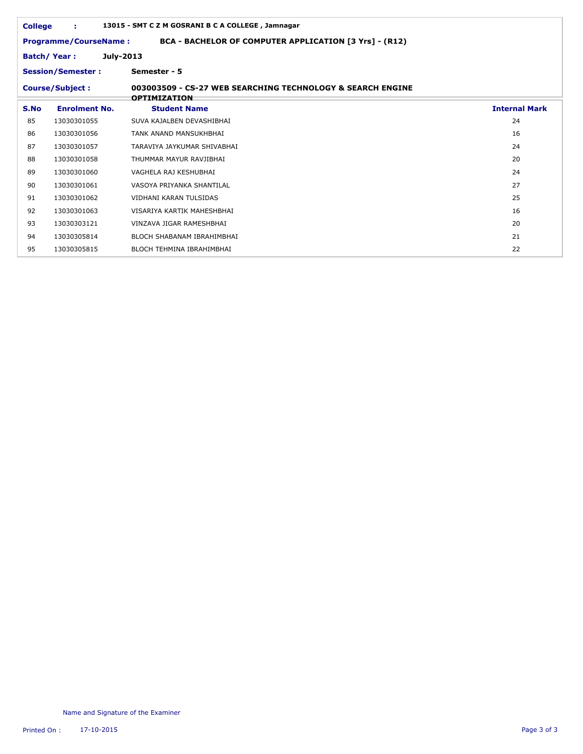**College** : 13015 - SMT C Z M GOSRANI B C A COLLEGE , Jamnagar

**Programme/CourseName :** BCA - BACHELOR OF COMPUTER APPLICATION [3 Yrs] - (R12)

**Batch/ Year :** July-2013

**Session/Semester :** Semester - 5

**Course/Subject :** 003003509 - CS-27 WEB SEARCHING TECHNOLOGY & SEARCH ENGINE OPTIMIZATION

| S.No | Enrolment No. | Student Name | Internal Mark |
|---|---|---|---|
| 85 | 13030301055 | SUVA KAJALBEN DEVASHIBHAI | 24 |
| 86 | 13030301056 | TANK ANAND MANSUKHBHAI | 16 |
| 87 | 13030301057 | TARAVIYA JAYKUMAR SHIVABHAI | 24 |
| 88 | 13030301058 | THUMMAR MAYUR RAVJIBHAI | 20 |
| 89 | 13030301060 | VAGHELA RAJ KESHUBHAI | 24 |
| 90 | 13030301061 | VASOYA PRIYANKA SHANTILAL | 27 |
| 91 | 13030301062 | VIDHANI KARAN TULSIDAS | 25 |
| 92 | 13030301063 | VISARIYA KARTIK MAHESHBHAI | 16 |
| 93 | 13030303121 | VINZAVA JIGAR RAMESHBHAI | 20 |
| 94 | 13030305814 | BLOCH SHABANAM IBRAHIMBHAI | 21 |
| 95 | 13030305815 | BLOCH TEHMINA IBRAHIMBHAI | 22 |

Name and Signature of the Examiner

Printed On : 17-10-2015